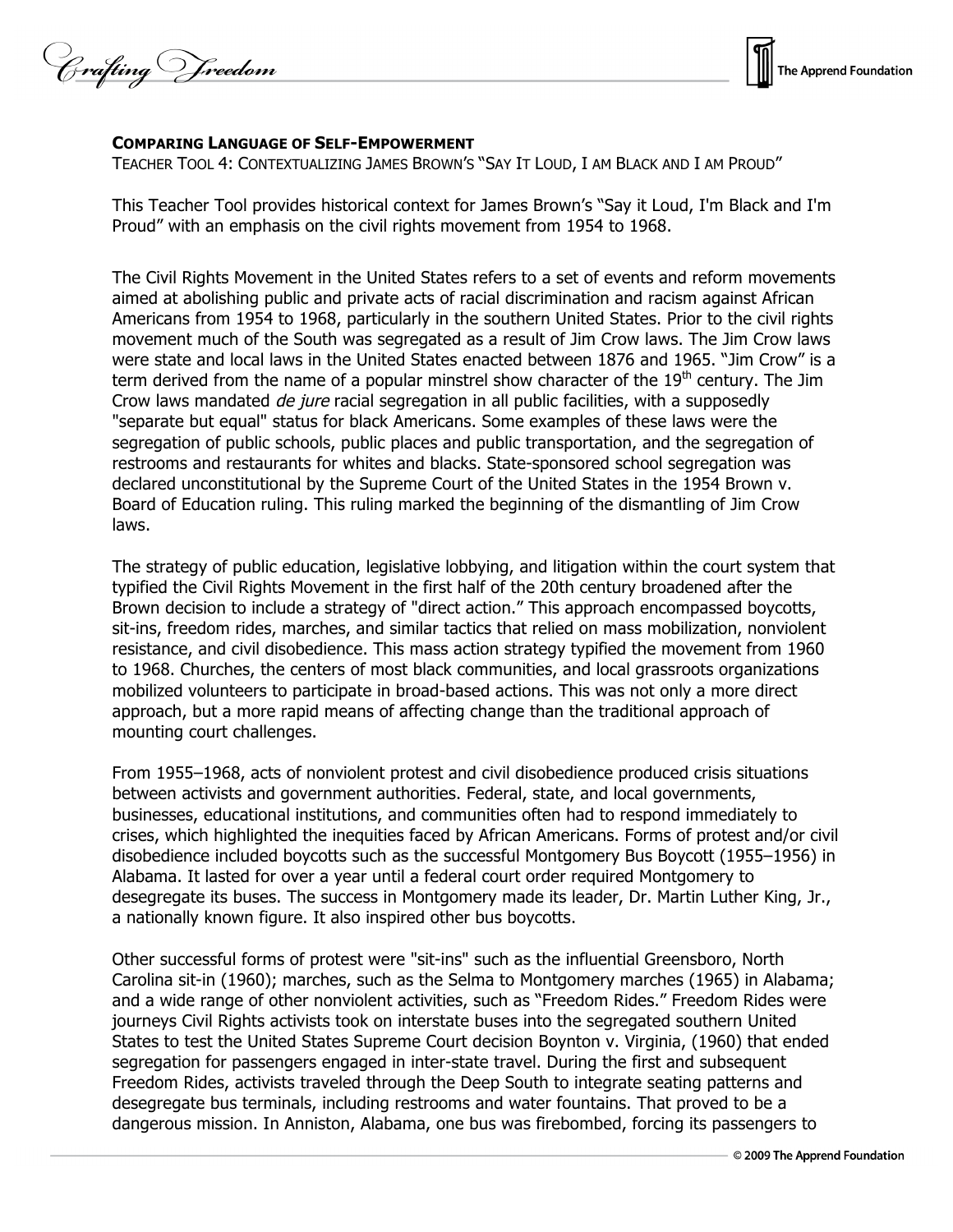## COMPARING LANGUAGE OF SELF-EMPOWERMENT

TEACHER TOOL 4: CONTEXTUALIZING JAMES BROWN'S "SAY IT LOUD, I AM BLACK AND I AM PROUD"

This Teacher Tool provides historical context for James Brown's "Say it Loud, I'm Black and I'm Proud" with an emphasis on the civil rights movement from 1954 to 1968.

The Civil Rights Movement in the United States refers to a set of events and reform movements aimed at abolishing public and private acts of racial discrimination and racism against African Americans from 1954 to 1968, particularly in the southern United States. Prior to the civil rights movement much of the South was segregated as a result of Jim Crow laws. The Jim Crow laws were state and local laws in the United States enacted between 1876 and 1965. "Jim Crow" is a term derived from the name of a popular minstrel show character of the 19th century. The Jim Crow laws mandated *de jure* racial segregation in all public facilities, with a supposedly "separate but equal" status for black Americans. Some examples of these laws were the segregation of public schools, public places and public transportation, and the segregation of restrooms and restaurants for whites and blacks. State-sponsored school segregation was declared unconstitutional by the Supreme Court of the United States in the 1954 Brown v. Board of Education ruling. This ruling marked the beginning of the dismantling of Jim Crow laws.

The strategy of public education, legislative lobbying, and litigation within the court system that typified the Civil Rights Movement in the first half of the 20th century broadened after the Brown decision to include a strategy of "direct action." This approach encompassed boycotts, sit-ins, freedom rides, marches, and similar tactics that relied on mass mobilization, nonviolent resistance, and civil disobedience. This mass action strategy typified the movement from 1960 to 1968. Churches, the centers of most black communities, and local grassroots organizations mobilized volunteers to participate in broad-based actions. This was not only a more direct approach, but a more rapid means of affecting change than the traditional approach of mounting court challenges.

From 1955–1968, acts of nonviolent protest and civil disobedience produced crisis situations between activists and government authorities. Federal, state, and local governments, businesses, educational institutions, and communities often had to respond immediately to crises, which highlighted the inequities faced by African Americans. Forms of protest and/or civil disobedience included boycotts such as the successful Montgomery Bus Boycott (1955–1956) in Alabama. It lasted for over a year until a federal court order required Montgomery to desegregate its buses. The success in Montgomery made its leader, Dr. Martin Luther King, Jr., a nationally known figure. It also inspired other bus boycotts.

Other successful forms of protest were "sit-ins" such as the influential Greensboro, North Carolina sit-in (1960); marches, such as the Selma to Montgomery marches (1965) in Alabama; and a wide range of other nonviolent activities, such as "Freedom Rides." Freedom Rides were journeys Civil Rights activists took on interstate buses into the segregated southern United States to test the United States Supreme Court decision Boynton v. Virginia, (1960) that ended segregation for passengers engaged in inter-state travel. During the first and subsequent Freedom Rides, activists traveled through the Deep South to integrate seating patterns and desegregate bus terminals, including restrooms and water fountains. That proved to be a dangerous mission. In Anniston, Alabama, one bus was firebombed, forcing its passengers to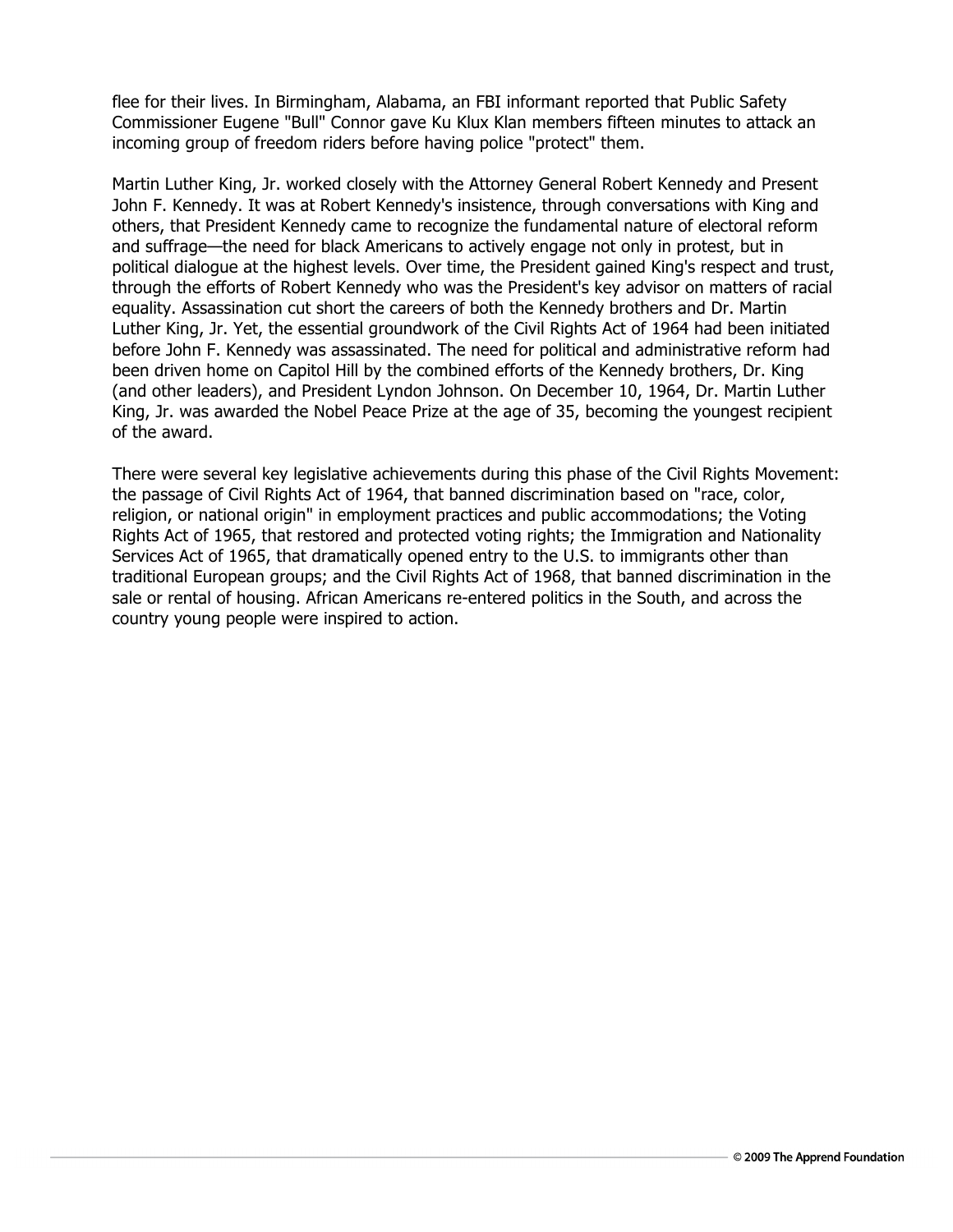flee for their lives. In Birmingham, Alabama, an FBI informant reported that Public Safety Commissioner Eugene "Bull" Connor gave Ku Klux Klan members fifteen minutes to attack an incoming group of freedom riders before having police "protect" them.

Martin Luther King, Jr. worked closely with the Attorney General Robert Kennedy and Present John F. Kennedy. It was at Robert Kennedy's insistence, through conversations with King and others, that President Kennedy came to recognize the fundamental nature of electoral reform and suffrage—the need for black Americans to actively engage not only in protest, but in political dialogue at the highest levels. Over time, the President gained King's respect and trust, through the efforts of Robert Kennedy who was the President's key advisor on matters of racial equality. Assassination cut short the careers of both the Kennedy brothers and Dr. Martin Luther King, Jr. Yet, the essential groundwork of the Civil Rights Act of 1964 had been initiated before John F. Kennedy was assassinated. The need for political and administrative reform had been driven home on Capitol Hill by the combined efforts of the Kennedy brothers, Dr. King (and other leaders), and President Lyndon Johnson. On December 10, 1964, Dr. Martin Luther King, Jr. was awarded the Nobel Peace Prize at the age of 35, becoming the youngest recipient of the award.

There were several key legislative achievements during this phase of the Civil Rights Movement: the passage of Civil Rights Act of 1964, that banned discrimination based on "race, color, religion, or national origin" in employment practices and public accommodations; the Voting Rights Act of 1965, that restored and protected voting rights; the Immigration and Nationality Services Act of 1965, that dramatically opened entry to the U.S. to immigrants other than traditional European groups; and the Civil Rights Act of 1968, that banned discrimination in the sale or rental of housing. African Americans re-entered politics in the South, and across the country young people were inspired to action.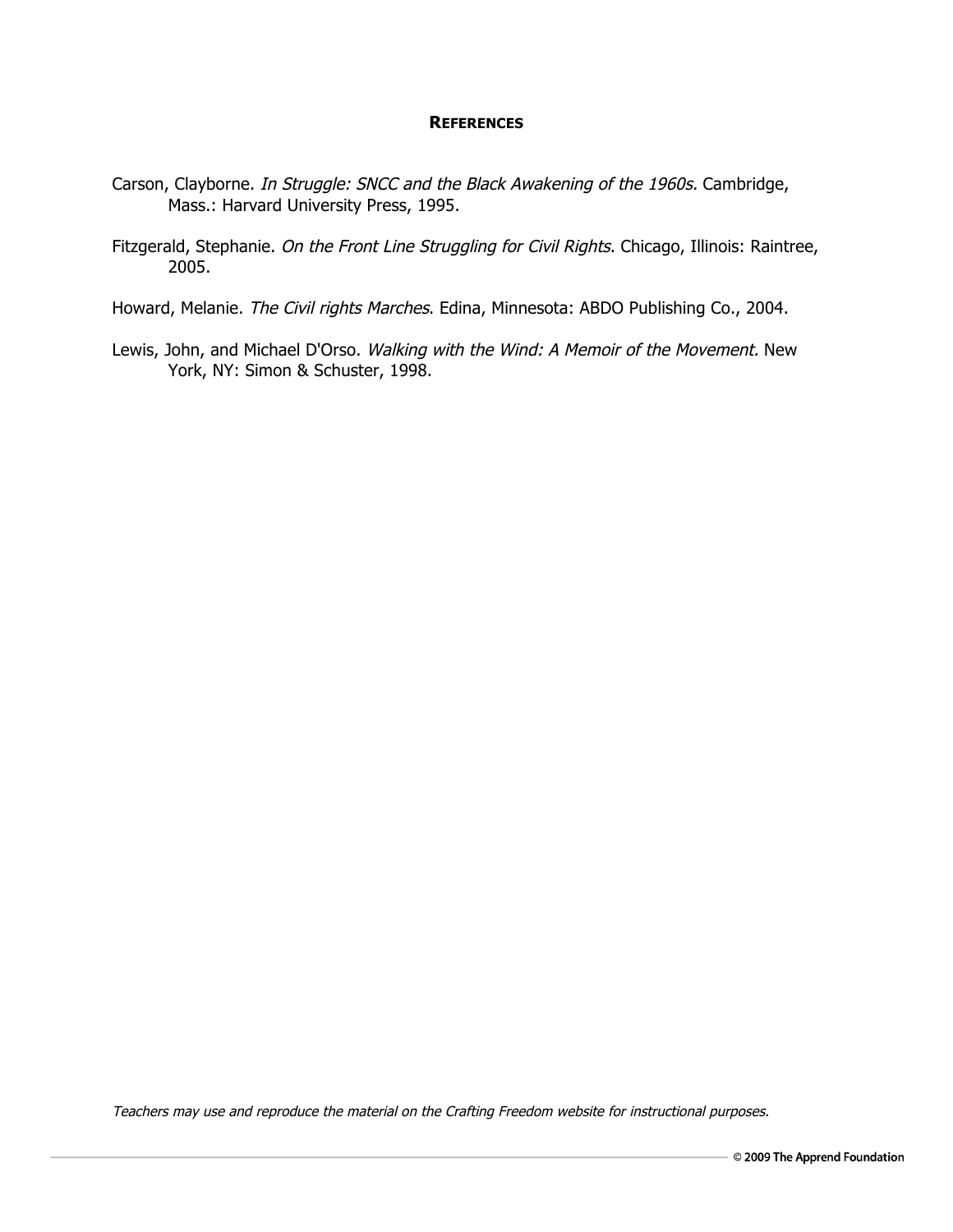## REFERENCES

Carson, Clayborne. *In Struggle: SNCC and the Black Awakening of the 1960s.* Cambridge, Mass.: Harvard University Press, 1995.

Fitzgerald, Stephanie. *On the Front Line Struggling for Civil Rights*. Chicago, Illinois: Raintree, 2005.

Howard, Melanie. *The Civil rights Marches*. Edina, Minnesota: ABDO Publishing Co., 2004.

Lewis, John, and Michael D'Orso. *Walking with the Wind: A Memoir of the Movement.* New York, NY: Simon & Schuster, 1998.

*Teachers may use and reproduce the material on the Crafting Freedom website for instructional purposes.*

© 2009 The Apprend Foundation